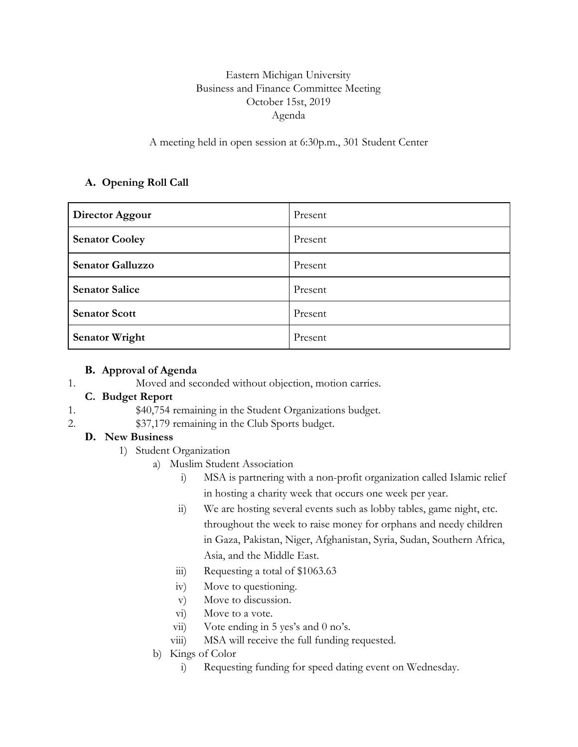Eastern Michigan University
Business and Finance Committee Meeting
October 15st, 2019
Agenda

A meeting held in open session at 6:30p.m., 301 Student Center

## A. Opening Roll Call

| Director Aggour | Present |
|---|---|
| Senator Cooley | Present |
| Senator Galluzzo | Present |
| Senator Salice | Present |
| Senator Scott | Present |
| Senator Wright | Present |

## B. Approval of Agenda

1. Moved and seconded without objection, motion carries.

## C. Budget Report

1. $40,754 remaining in the Student Organizations budget.
2. $37,179 remaining in the Club Sports budget.

## D. New Business

1) Student Organization
   a) Muslim Student Association
      i) MSA is partnering with a non-profit organization called Islamic relief in hosting a charity week that occurs one week per year.
      ii) We are hosting several events such as lobby tables, game night, etc. throughout the week to raise money for orphans and needy children in Gaza, Pakistan, Niger, Afghanistan, Syria, Sudan, Southern Africa, Asia, and the Middle East.
      iii) Requesting a total of $1063.63
      iv) Move to questioning.
      v) Move to discussion.
      vi) Move to a vote.
      vii) Vote ending in 5 yes's and 0 no's.
      viii) MSA will receive the full funding requested.
   b) Kings of Color
      i) Requesting funding for speed dating event on Wednesday.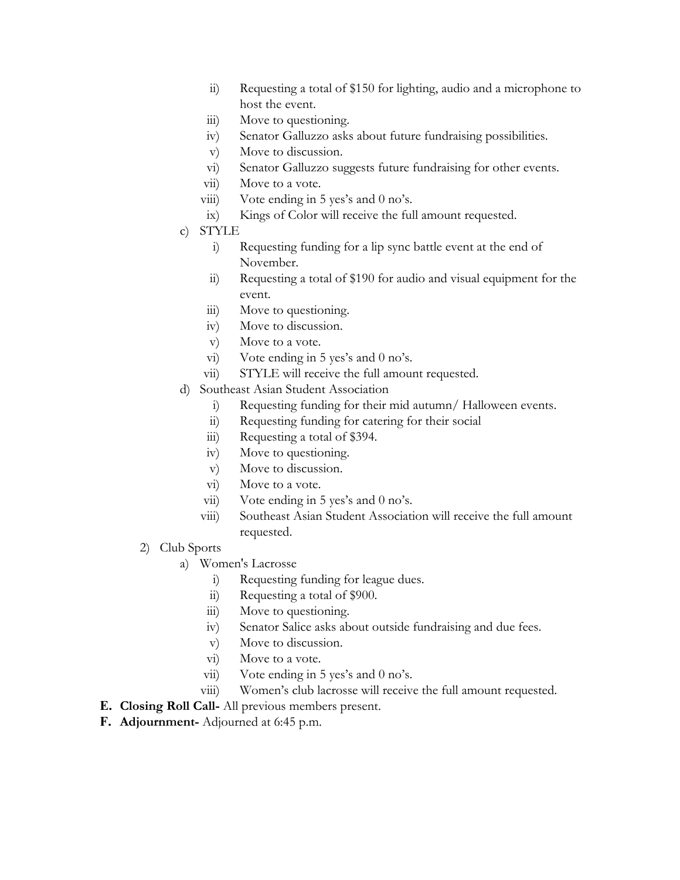- ii) Requesting a total of $150 for lighting, audio and a microphone to host the event.
- iii) Move to questioning.
- iv) Senator Galluzzo asks about future fundraising possibilities.
- v) Move to discussion.
- vi) Senator Galluzzo suggests future fundraising for other events.
- vii) Move to a vote.
- viii) Vote ending in 5 yes's and 0 no's.
- ix) Kings of Color will receive the full amount requested.

c) STYLE

- i) Requesting funding for a lip sync battle event at the end of November.
- ii) Requesting a total of $190 for audio and visual equipment for the event.
- iii) Move to questioning.
- iv) Move to discussion.
- v) Move to a vote.
- vi) Vote ending in 5 yes's and 0 no's.
- vii) STYLE will receive the full amount requested.

d) Southeast Asian Student Association

- i) Requesting funding for their mid autumn/ Halloween events.
- ii) Requesting funding for catering for their social
- iii) Requesting a total of $394.
- iv) Move to questioning.
- v) Move to discussion.
- vi) Move to a vote.
- vii) Vote ending in 5 yes's and 0 no's.
- viii) Southeast Asian Student Association will receive the full amount requested.

2) Club Sports

a) Women's Lacrosse

- i) Requesting funding for league dues.
- ii) Requesting a total of $900.
- iii) Move to questioning.
- iv) Senator Salice asks about outside fundraising and due fees.
- v) Move to discussion.
- vi) Move to a vote.
- vii) Vote ending in 5 yes's and 0 no's.
- viii) Women's club lacrosse will receive the full amount requested.

**E. Closing Roll Call-** All previous members present.

**F. Adjournment-** Adjourned at 6:45 p.m.